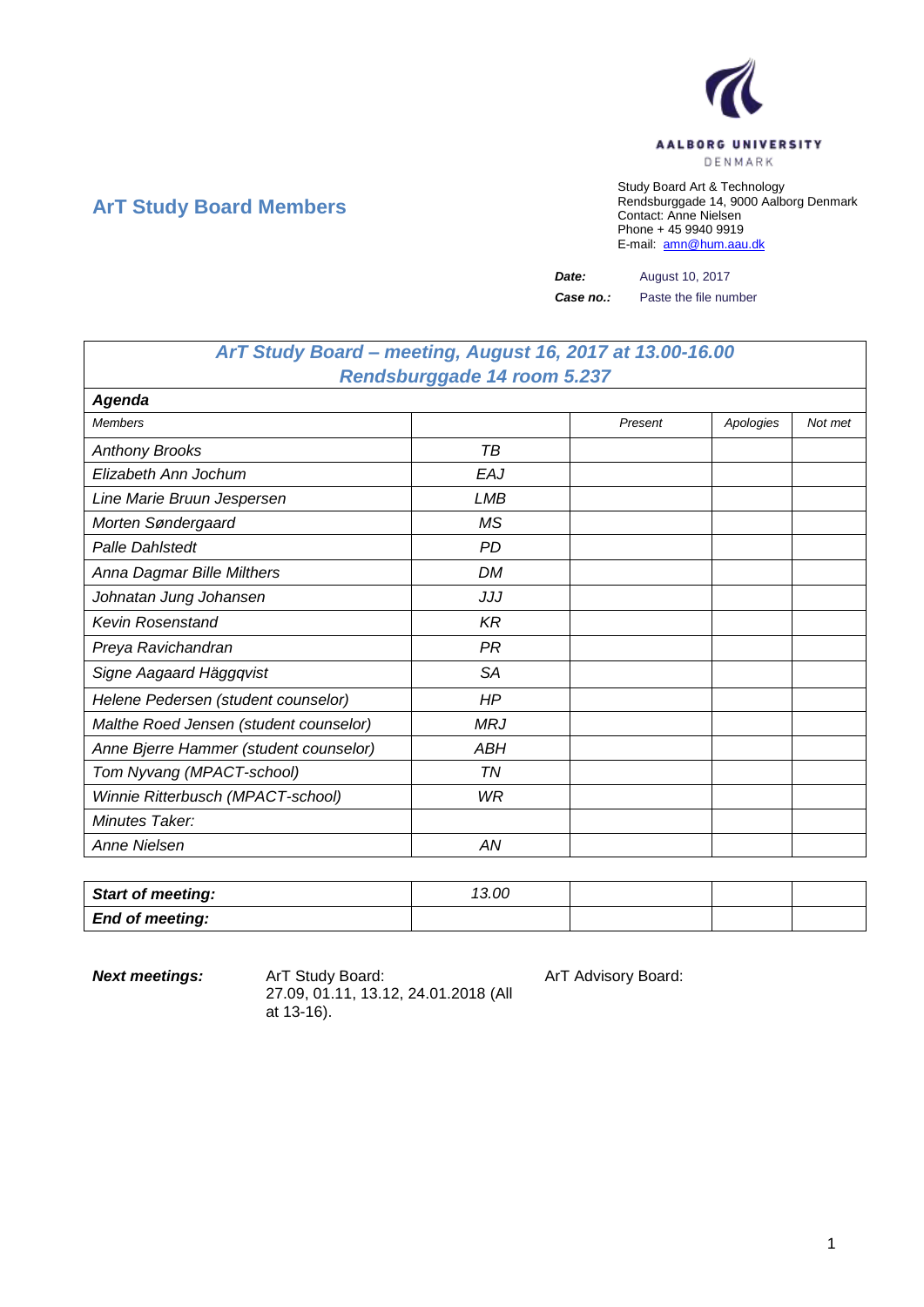AALBORG UNIVERSITY
DENMARK

## ArT Study Board Members

Study Board Art & Technology
Rendsburggade 14, 9000 Aalborg Denmark
Contact: Anne Nielsen
Phone + 45 9940 9919
E-mail: amn@hum.aau.dk

**Date:** August 10, 2017
**Case no.:** Paste the file number

| *ArT Study Board – meeting, August 16, 2017 at 13.00-16.00 Rendsburggade 14 room 5.237* | | | | |
|---|---|---|---|---|
| ***Agenda*** | | | | |
| *Members* | | *Present* | *Apologies* | *Not met* |
| *Anthony Brooks* | *TB* | | | |
| *Elizabeth Ann Jochum* | *EAJ* | | | |
| *Line Marie Bruun Jespersen* | *LMB* | | | |
| *Morten Søndergaard* | *MS* | | | |
| *Palle Dahlstedt* | *PD* | | | |
| *Anna Dagmar Bille Milthers* | *DM* | | | |
| *Johnatan Jung Johansen* | *JJJ* | | | |
| *Kevin Rosenstand* | *KR* | | | |
| *Preya Ravichandran* | *PR* | | | |
| *Signe Aagaard Häggqvist* | *SA* | | | |
| *Helene Pedersen (student counselor)* | *HP* | | | |
| *Malthe Roed Jensen (student counselor)* | *MRJ* | | | |
| *Anne Bjerre Hammer (student counselor)* | *ABH* | | | |
| *Tom Nyvang (MPACT-school)* | *TN* | | | |
| *Winnie Ritterbusch (MPACT-school)* | *WR* | | | |
| *Minutes Taker:* | | | | |
| *Anne Nielsen* | *AN* | | | |

| ***Start of meeting:*** | *13.00* | | | |
|---|---|---|---|---|
| ***End of meeting:*** | | | | |

***Next meetings:*** ArT Study Board: 27.09, 01.11, 13.12, 24.01.2018 (All at 13-16).

ArT Advisory Board: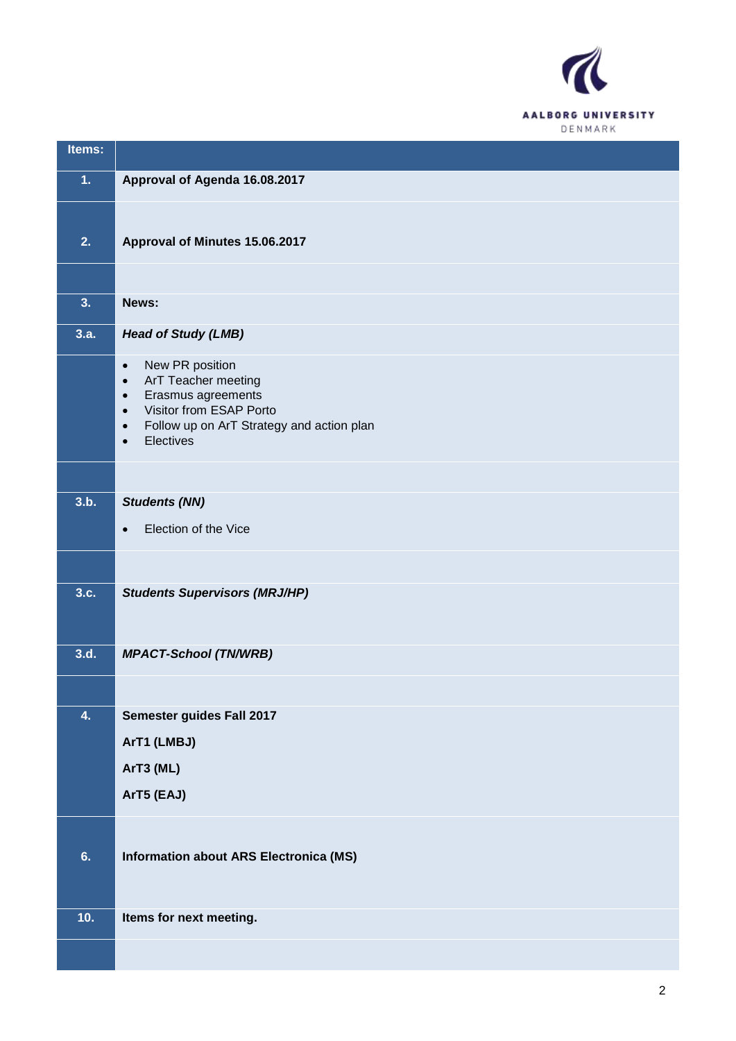| Items: | |
|---|---|
| **1.** | **Approval of Agenda 16.08.2017** |
| **2.** | **Approval of Minutes 15.06.2017** |
| | |
| **3.** | **News:** |
| **3.a.** | ***Head of Study (LMB)*** |
| | • New PR position<br>• ArT Teacher meeting<br>• Erasmus agreements<br>• Visitor from ESAP Porto<br>• Follow up on ArT Strategy and action plan<br>• Electives |
| | |
| **3.b.** | ***Students (NN)***<br><br>• Election of the Vice |
| | |
| **3.c.** | ***Students Supervisors (MRJ/HP)*** |
| **3.d.** | ***MPACT-School (TN/WRB)*** |
| | |
| **4.** | **Semester guides Fall 2017**<br><br>**ArT1 (LMBJ)**<br><br>**ArT3 (ML)**<br><br>**ArT5 (EAJ)** |
| **6.** | **Information about ARS Electronica (MS)** |
| **10.** | **Items for next meeting.** |
| | |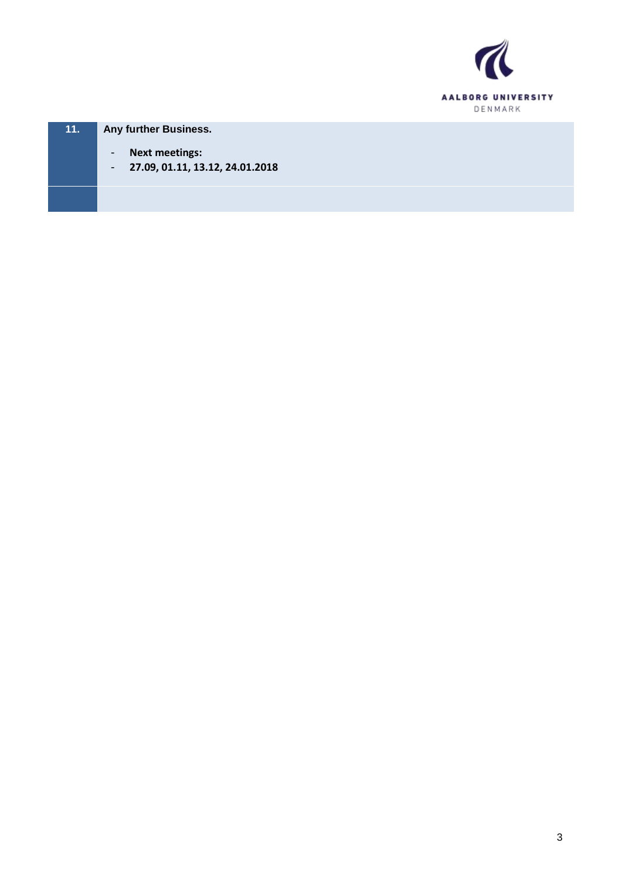| | |
|---|---|
| **11.** | **Any further Business.**<br><br>- **Next meetings:**<br>- **27.09, 01.11, 13.12, 24.01.2018** |
| | |